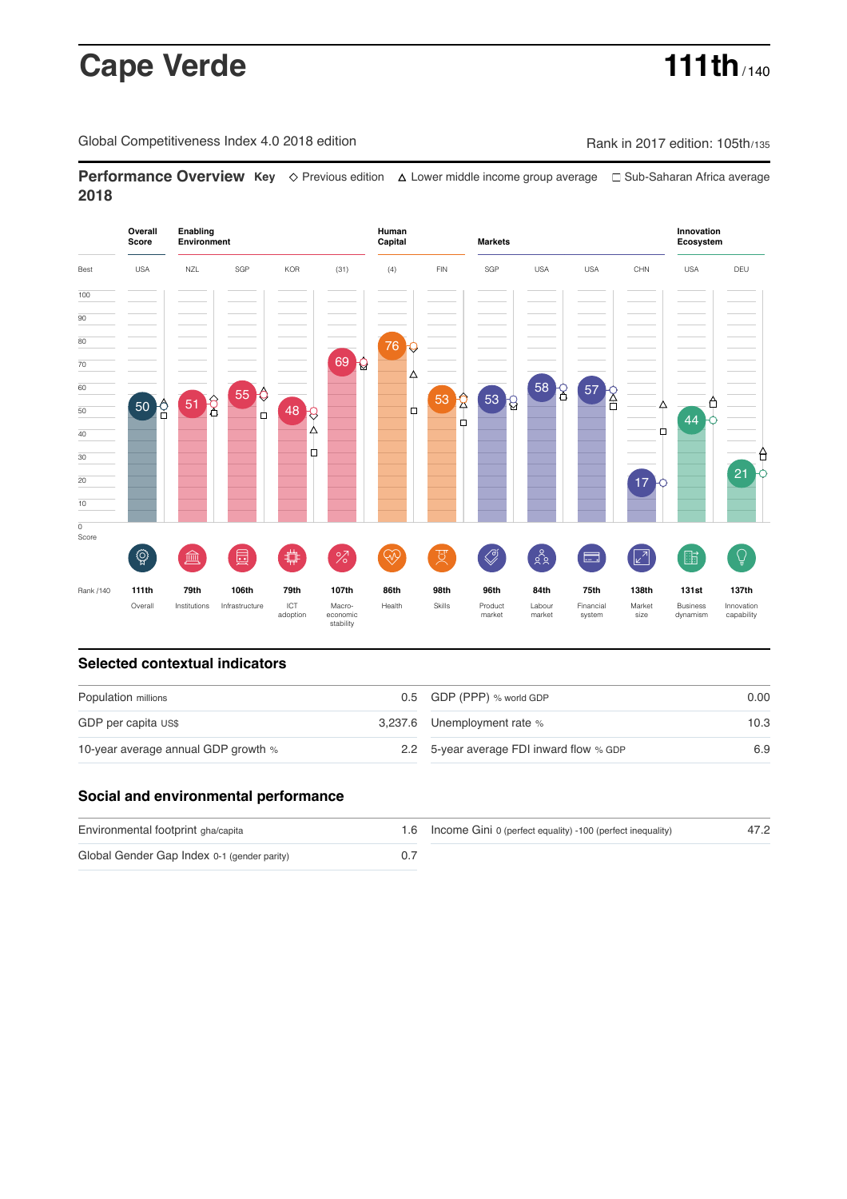# Cape Verde

**111th** / 140

Global Competitiveness Index 4.0 2018 edition

Rank in 2017 edition: 105th/135

## Performance Overview 2018

**Key** ◇ Previous edition △ Lower middle income group average □ Sub-Saharan Africa average

Overall Score
Enabling Environment
Human Capital
Markets
Innovation Ecosystem

Best: USA, NZL, SGP, KOR, (31), (4), FIN, SGP, USA, USA, CHN, USA, DEU

100
90
80
70
60
50
40
30
20
10
0
Score

50, 51, 55, 48, 69, 76, 53, 53, 58, 57, 17, 44, 21

Rank /140

111th Overall
79th Institutions
106th Infrastructure
79th ICT adoption
107th Macro-economic stability
86th Health
98th Skills
96th Product market
84th Labour market
75th Financial system
138th Market size
131st Business dynamism
137th Innovation capability

## Selected contextual indicators

| | | | |
|---|---|---|---|
| Population millions | 0.5 | GDP (PPP) % world GDP | 0.00 |
| GDP per capita US$ | 3,237.6 | Unemployment rate % | 10.3 |
| 10-year average annual GDP growth % | 2.2 | 5-year average FDI inward flow % GDP | 6.9 |

## Social and environmental performance

| | | | |
|---|---|---|---|
| Environmental footprint gha/capita | 1.6 | Income Gini 0 (perfect equality) -100 (perfect inequality) | 47.2 |
| Global Gender Gap Index 0-1 (gender parity) | 0.7 | | |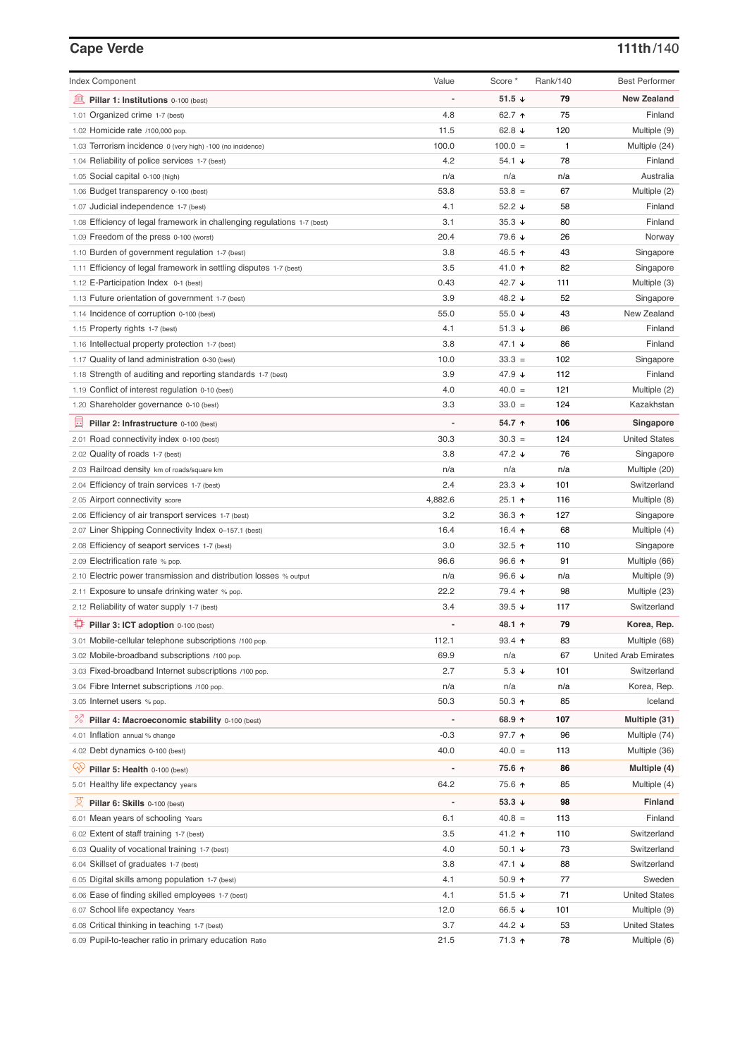## Cape Verde

**111th/140**

| Index Component | Value | Score * | Rank/140 | Best Performer |
|---|---|---|---|---|
| **Pillar 1: Institutions** 0-100 (best) | - | **51.5 ↓** | **79** | **New Zealand** |
| 1.01 Organized crime 1-7 (best) | 4.8 | 62.7 ↑ | 75 | Finland |
| 1.02 Homicide rate /100,000 pop. | 11.5 | 62.8 ↓ | 120 | Multiple (9) |
| 1.03 Terrorism incidence 0 (very high) -100 (no incidence) | 100.0 | 100.0 = | 1 | Multiple (24) |
| 1.04 Reliability of police services 1-7 (best) | 4.2 | 54.1 ↓ | 78 | Finland |
| 1.05 Social capital 0-100 (high) | n/a | n/a | n/a | Australia |
| 1.06 Budget transparency 0-100 (best) | 53.8 | 53.8 = | 67 | Multiple (2) |
| 1.07 Judicial independence 1-7 (best) | 4.1 | 52.2 ↓ | 58 | Finland |
| 1.08 Efficiency of legal framework in challenging regulations 1-7 (best) | 3.1 | 35.3 ↓ | 80 | Finland |
| 1.09 Freedom of the press 0-100 (worst) | 20.4 | 79.6 ↓ | 26 | Norway |
| 1.10 Burden of government regulation 1-7 (best) | 3.8 | 46.5 ↑ | 43 | Singapore |
| 1.11 Efficiency of legal framework in settling disputes 1-7 (best) | 3.5 | 41.0 ↑ | 82 | Singapore |
| 1.12 E-Participation Index 0-1 (best) | 0.43 | 42.7 ↓ | 111 | Multiple (3) |
| 1.13 Future orientation of government 1-7 (best) | 3.9 | 48.2 ↓ | 52 | Singapore |
| 1.14 Incidence of corruption 0-100 (best) | 55.0 | 55.0 ↓ | 43 | New Zealand |
| 1.15 Property rights 1-7 (best) | 4.1 | 51.3 ↓ | 86 | Finland |
| 1.16 Intellectual property protection 1-7 (best) | 3.8 | 47.1 ↓ | 86 | Finland |
| 1.17 Quality of land administration 0-30 (best) | 10.0 | 33.3 = | 102 | Singapore |
| 1.18 Strength of auditing and reporting standards 1-7 (best) | 3.9 | 47.9 ↓ | 112 | Finland |
| 1.19 Conflict of interest regulation 0-10 (best) | 4.0 | 40.0 = | 121 | Multiple (2) |
| 1.20 Shareholder governance 0-10 (best) | 3.3 | 33.0 = | 124 | Kazakhstan |
| **Pillar 2: Infrastructure** 0-100 (best) | - | **54.7 ↑** | **106** | **Singapore** |
| 2.01 Road connectivity index 0-100 (best) | 30.3 | 30.3 = | 124 | United States |
| 2.02 Quality of roads 1-7 (best) | 3.8 | 47.2 ↓ | 76 | Singapore |
| 2.03 Railroad density km of roads/square km | n/a | n/a | n/a | Multiple (20) |
| 2.04 Efficiency of train services 1-7 (best) | 2.4 | 23.3 ↓ | 101 | Switzerland |
| 2.05 Airport connectivity score | 4,882.6 | 25.1 ↑ | 116 | Multiple (8) |
| 2.06 Efficiency of air transport services 1-7 (best) | 3.2 | 36.3 ↑ | 127 | Singapore |
| 2.07 Liner Shipping Connectivity Index 0–157.1 (best) | 16.4 | 16.4 ↑ | 68 | Multiple (4) |
| 2.08 Efficiency of seaport services 1-7 (best) | 3.0 | 32.5 ↑ | 110 | Singapore |
| 2.09 Electrification rate % pop. | 96.6 | 96.6 ↑ | 91 | Multiple (66) |
| 2.10 Electric power transmission and distribution losses % output | n/a | 96.6 ↓ | n/a | Multiple (9) |
| 2.11 Exposure to unsafe drinking water % pop. | 22.2 | 79.4 ↑ | 98 | Multiple (23) |
| 2.12 Reliability of water supply 1-7 (best) | 3.4 | 39.5 ↓ | 117 | Switzerland |
| **Pillar 3: ICT adoption** 0-100 (best) | - | **48.1 ↑** | **79** | **Korea, Rep.** |
| 3.01 Mobile-cellular telephone subscriptions /100 pop. | 112.1 | 93.4 ↑ | 83 | Multiple (68) |
| 3.02 Mobile-broadband subscriptions /100 pop. | 69.9 | n/a | 67 | United Arab Emirates |
| 3.03 Fixed-broadband Internet subscriptions /100 pop. | 2.7 | 5.3 ↓ | 101 | Switzerland |
| 3.04 Fibre Internet subscriptions /100 pop. | n/a | n/a | n/a | Korea, Rep. |
| 3.05 Internet users % pop. | 50.3 | 50.3 ↑ | 85 | Iceland |
| **Pillar 4: Macroeconomic stability** 0-100 (best) | - | **68.9 ↑** | **107** | **Multiple (31)** |
| 4.01 Inflation annual % change | -0.3 | 97.7 ↑ | 96 | Multiple (74) |
| 4.02 Debt dynamics 0-100 (best) | 40.0 | 40.0 = | 113 | Multiple (36) |
| **Pillar 5: Health** 0-100 (best) | - | **75.6 ↑** | **86** | **Multiple (4)** |
| 5.01 Healthy life expectancy years | 64.2 | 75.6 ↑ | 85 | Multiple (4) |
| **Pillar 6: Skills** 0-100 (best) | - | **53.3 ↓** | **98** | **Finland** |
| 6.01 Mean years of schooling Years | 6.1 | 40.8 = | 113 | Finland |
| 6.02 Extent of staff training 1-7 (best) | 3.5 | 41.2 ↑ | 110 | Switzerland |
| 6.03 Quality of vocational training 1-7 (best) | 4.0 | 50.1 ↓ | 73 | Switzerland |
| 6.04 Skillset of graduates 1-7 (best) | 3.8 | 47.1 ↓ | 88 | Switzerland |
| 6.05 Digital skills among population 1-7 (best) | 4.1 | 50.9 ↑ | 77 | Sweden |
| 6.06 Ease of finding skilled employees 1-7 (best) | 4.1 | 51.5 ↓ | 71 | United States |
| 6.07 School life expectancy Years | 12.0 | 66.5 ↓ | 101 | Multiple (9) |
| 6.08 Critical thinking in teaching 1-7 (best) | 3.7 | 44.2 ↓ | 53 | United States |
| 6.09 Pupil-to-teacher ratio in primary education Ratio | 21.5 | 71.3 ↑ | 78 | Multiple (6) |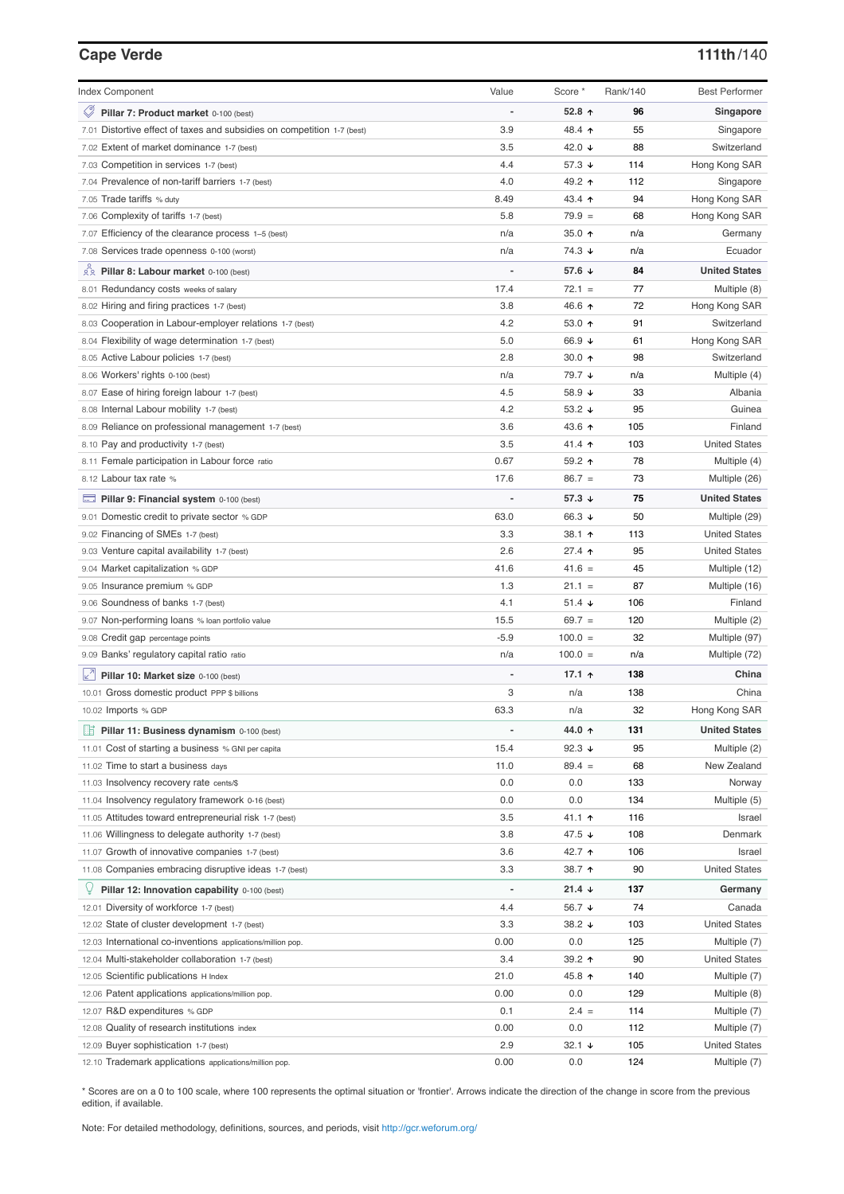## Cape Verde

**111th/140**

| Index Component | Value | Score * | Rank/140 | Best Performer |
|---|---|---|---|---|
| **Pillar 7: Product market** 0-100 (best) | - | **52.8 ↑** | **96** | **Singapore** |
| 7.01 Distortive effect of taxes and subsidies on competition 1-7 (best) | 3.9 | 48.4 ↑ | 55 | Singapore |
| 7.02 Extent of market dominance 1-7 (best) | 3.5 | 42.0 ↓ | 88 | Switzerland |
| 7.03 Competition in services 1-7 (best) | 4.4 | 57.3 ↓ | 114 | Hong Kong SAR |
| 7.04 Prevalence of non-tariff barriers 1-7 (best) | 4.0 | 49.2 ↑ | 112 | Singapore |
| 7.05 Trade tariffs % duty | 8.49 | 43.4 ↑ | 94 | Hong Kong SAR |
| 7.06 Complexity of tariffs 1-7 (best) | 5.8 | 79.9 = | 68 | Hong Kong SAR |
| 7.07 Efficiency of the clearance process 1–5 (best) | n/a | 35.0 ↑ | n/a | Germany |
| 7.08 Services trade openness 0-100 (worst) | n/a | 74.3 ↓ | n/a | Ecuador |
| **Pillar 8: Labour market** 0-100 (best) | - | **57.6 ↓** | **84** | **United States** |
| 8.01 Redundancy costs weeks of salary | 17.4 | 72.1 = | 77 | Multiple (8) |
| 8.02 Hiring and firing practices 1-7 (best) | 3.8 | 46.6 ↑ | 72 | Hong Kong SAR |
| 8.03 Cooperation in Labour-employer relations 1-7 (best) | 4.2 | 53.0 ↑ | 91 | Switzerland |
| 8.04 Flexibility of wage determination 1-7 (best) | 5.0 | 66.9 ↓ | 61 | Hong Kong SAR |
| 8.05 Active Labour policies 1-7 (best) | 2.8 | 30.0 ↑ | 98 | Switzerland |
| 8.06 Workers' rights 0-100 (best) | n/a | 79.7 ↓ | n/a | Multiple (4) |
| 8.07 Ease of hiring foreign labour 1-7 (best) | 4.5 | 58.9 ↓ | 33 | Albania |
| 8.08 Internal Labour mobility 1-7 (best) | 4.2 | 53.2 ↓ | 95 | Guinea |
| 8.09 Reliance on professional management 1-7 (best) | 3.6 | 43.6 ↑ | 105 | Finland |
| 8.10 Pay and productivity 1-7 (best) | 3.5 | 41.4 ↑ | 103 | United States |
| 8.11 Female participation in Labour force ratio | 0.67 | 59.2 ↑ | 78 | Multiple (4) |
| 8.12 Labour tax rate % | 17.6 | 86.7 = | 73 | Multiple (26) |
| **Pillar 9: Financial system** 0-100 (best) | - | **57.3 ↓** | **75** | **United States** |
| 9.01 Domestic credit to private sector % GDP | 63.0 | 66.3 ↓ | 50 | Multiple (29) |
| 9.02 Financing of SMEs 1-7 (best) | 3.3 | 38.1 ↑ | 113 | United States |
| 9.03 Venture capital availability 1-7 (best) | 2.6 | 27.4 ↑ | 95 | United States |
| 9.04 Market capitalization % GDP | 41.6 | 41.6 = | 45 | Multiple (12) |
| 9.05 Insurance premium % GDP | 1.3 | 21.1 = | 87 | Multiple (16) |
| 9.06 Soundness of banks 1-7 (best) | 4.1 | 51.4 ↓ | 106 | Finland |
| 9.07 Non-performing loans % loan portfolio value | 15.5 | 69.7 = | 120 | Multiple (2) |
| 9.08 Credit gap percentage points | -5.9 | 100.0 = | 32 | Multiple (97) |
| 9.09 Banks' regulatory capital ratio ratio | n/a | 100.0 = | n/a | Multiple (72) |
| **Pillar 10: Market size** 0-100 (best) | - | **17.1 ↑** | **138** | **China** |
| 10.01 Gross domestic product PPP $ billions | 3 | n/a | 138 | China |
| 10.02 Imports % GDP | 63.3 | n/a | 32 | Hong Kong SAR |
| **Pillar 11: Business dynamism** 0-100 (best) | - | **44.0 ↑** | **131** | **United States** |
| 11.01 Cost of starting a business % GNI per capita | 15.4 | 92.3 ↓ | 95 | Multiple (2) |
| 11.02 Time to start a business days | 11.0 | 89.4 = | 68 | New Zealand |
| 11.03 Insolvency recovery rate cents/$ | 0.0 | 0.0 | 133 | Norway |
| 11.04 Insolvency regulatory framework 0-16 (best) | 0.0 | 0.0 | 134 | Multiple (5) |
| 11.05 Attitudes toward entrepreneurial risk 1-7 (best) | 3.5 | 41.1 ↑ | 116 | Israel |
| 11.06 Willingness to delegate authority 1-7 (best) | 3.8 | 47.5 ↓ | 108 | Denmark |
| 11.07 Growth of innovative companies 1-7 (best) | 3.6 | 42.7 ↑ | 106 | Israel |
| 11.08 Companies embracing disruptive ideas 1-7 (best) | 3.3 | 38.7 ↑ | 90 | United States |
| **Pillar 12: Innovation capability** 0-100 (best) | - | **21.4 ↓** | **137** | **Germany** |
| 12.01 Diversity of workforce 1-7 (best) | 4.4 | 56.7 ↓ | 74 | Canada |
| 12.02 State of cluster development 1-7 (best) | 3.3 | 38.2 ↓ | 103 | United States |
| 12.03 International co-inventions applications/million pop. | 0.00 | 0.0 | 125 | Multiple (7) |
| 12.04 Multi-stakeholder collaboration 1-7 (best) | 3.4 | 39.2 ↑ | 90 | United States |
| 12.05 Scientific publications H Index | 21.0 | 45.8 ↑ | 140 | Multiple (7) |
| 12.06 Patent applications applications/million pop. | 0.00 | 0.0 | 129 | Multiple (8) |
| 12.07 R&D expenditures % GDP | 0.1 | 2.4 = | 114 | Multiple (7) |
| 12.08 Quality of research institutions index | 0.00 | 0.0 | 112 | Multiple (7) |
| 12.09 Buyer sophistication 1-7 (best) | 2.9 | 32.1 ↓ | 105 | United States |
| 12.10 Trademark applications applications/million pop. | 0.00 | 0.0 | 124 | Multiple (7) |

* Scores are on a 0 to 100 scale, where 100 represents the optimal situation or 'frontier'. Arrows indicate the direction of the change in score from the previous edition, if available.

Note: For detailed methodology, definitions, sources, and periods, visit http://gcr.weforum.org/